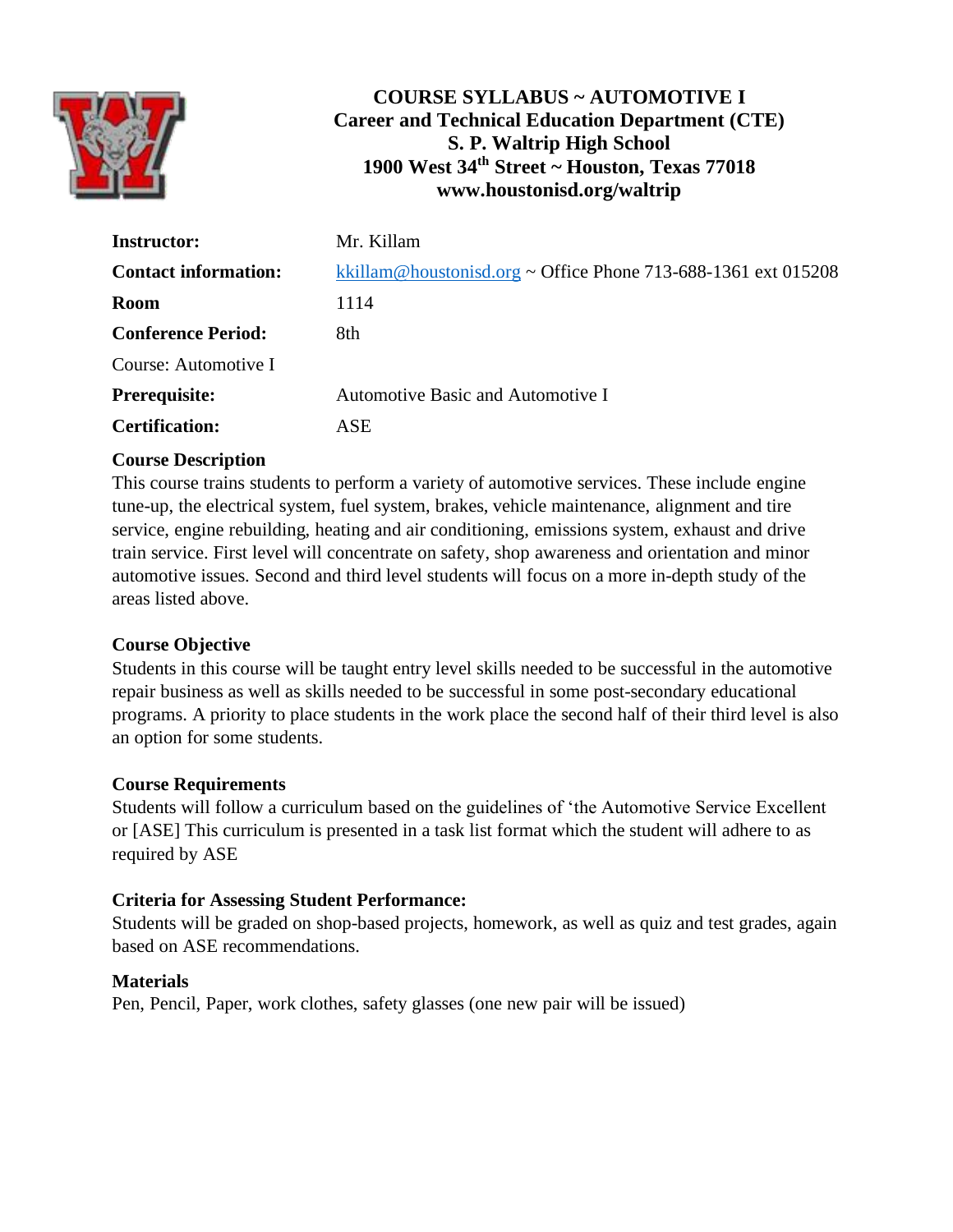# COURSE SYLLABUS ~ AUTOMOTIVE I

**Career and Technical Education Department (CTE)**
**S. P. Waltrip High School**
**1900 West 34th Street ~ Houston, Texas 77018**
**www.houstonisd.org/waltrip**

| | |
|---|---|
| **Instructor:** | Mr. Killam |
| **Contact information:** | kkillam@houstonisd.org ~ Office Phone 713-688-1361 ext 015208 |
| **Room** | 1114 |
| **Conference Period:** | 8th |
| Course: Automotive I | |
| **Prerequisite:** | Automotive Basic and Automotive I |
| **Certification:** | ASE |

**Course Description**

This course trains students to perform a variety of automotive services. These include engine tune-up, the electrical system, fuel system, brakes, vehicle maintenance, alignment and tire service, engine rebuilding, heating and air conditioning, emissions system, exhaust and drive train service. First level will concentrate on safety, shop awareness and orientation and minor automotive issues. Second and third level students will focus on a more in-depth study of the areas listed above.

**Course Objective**

Students in this course will be taught entry level skills needed to be successful in the automotive repair business as well as skills needed to be successful in some post-secondary educational programs. A priority to place students in the work place the second half of their third level is also an option for some students.

**Course Requirements**

Students will follow a curriculum based on the guidelines of 'the Automotive Service Excellent or [ASE] This curriculum is presented in a task list format which the student will adhere to as required by ASE

**Criteria for Assessing Student Performance:**

Students will be graded on shop-based projects, homework, as well as quiz and test grades, again based on ASE recommendations.

**Materials**

Pen, Pencil, Paper, work clothes, safety glasses (one new pair will be issued)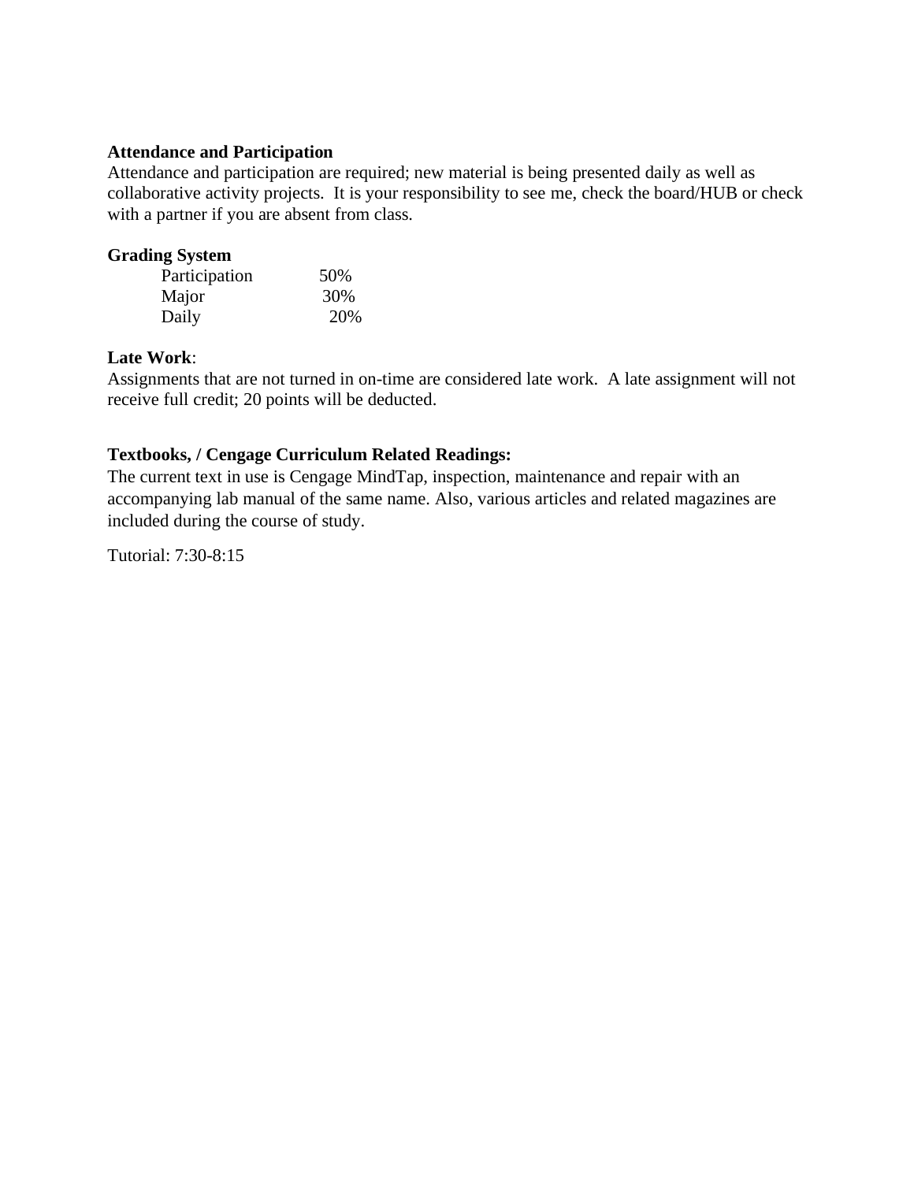**Attendance and Participation**
Attendance and participation are required; new material is being presented daily as well as collaborative activity projects. It is your responsibility to see me, check the board/HUB or check with a partner if you are absent from class.

**Grading System**

| | |
|---|---|
| Participation | 50% |
| Major | 30% |
| Daily | 20% |

**Late Work**:
Assignments that are not turned in on-time are considered late work. A late assignment will not receive full credit; 20 points will be deducted.

**Textbooks, / Cengage Curriculum Related Readings:**
The current text in use is Cengage MindTap, inspection, maintenance and repair with an accompanying lab manual of the same name. Also, various articles and related magazines are included during the course of study.

Tutorial: 7:30-8:15